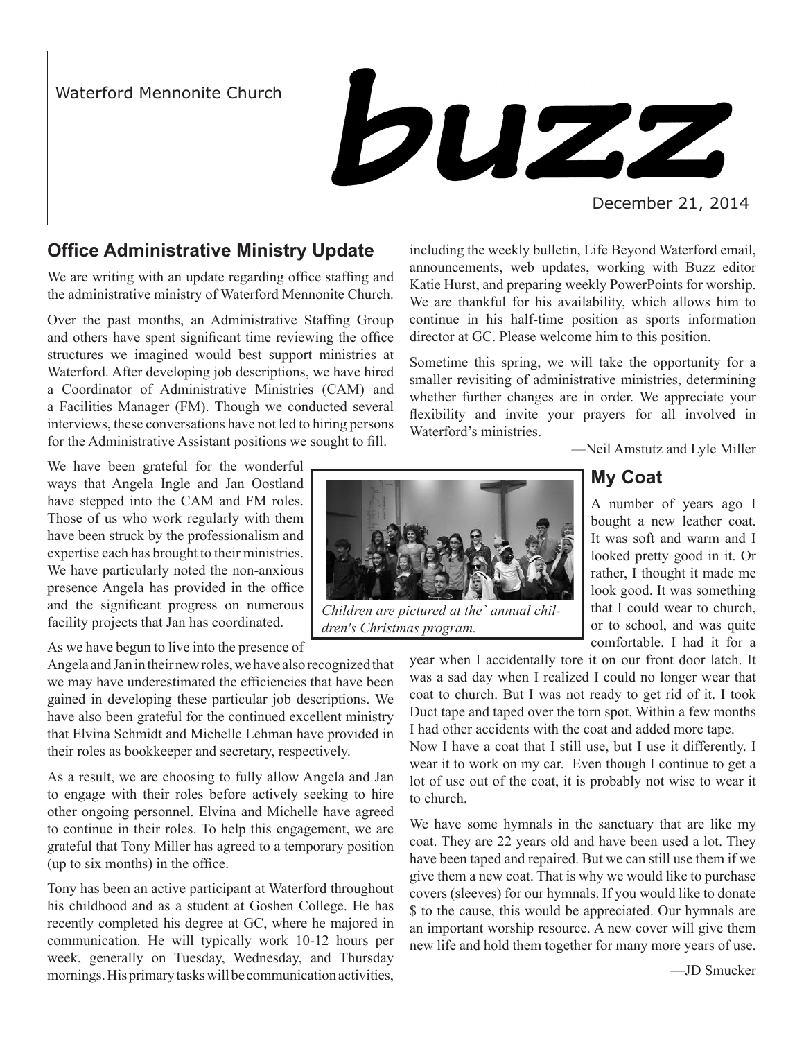Waterford Mennonite Church

# buzz

December 21, 2014

## Office Administrative Ministry Update

We are writing with an update regarding office staffing and the administrative ministry of Waterford Mennonite Church.

Over the past months, an Administrative Staffing Group and others have spent significant time reviewing the office structures we imagined would best support ministries at Waterford. After developing job descriptions, we have hired a Coordinator of Administrative Ministries (CAM) and a Facilities Manager (FM). Though we conducted several interviews, these conversations have not led to hiring persons for the Administrative Assistant positions we sought to fill.

We have been grateful for the wonderful ways that Angela Ingle and Jan Oostland have stepped into the CAM and FM roles. Those of us who work regularly with them have been struck by the professionalism and expertise each has brought to their ministries. We have particularly noted the non-anxious presence Angela has provided in the office and the significant progress on numerous facility projects that Jan has coordinated.

As we have begun to live into the presence of Angela and Jan in their new roles, we have also recognized that we may have underestimated the efficiencies that have been gained in developing these particular job descriptions. We have also been grateful for the continued excellent ministry that Elvina Schmidt and Michelle Lehman have provided in their roles as bookkeeper and secretary, respectively.

As a result, we are choosing to fully allow Angela and Jan to engage with their roles before actively seeking to hire other ongoing personnel. Elvina and Michelle have agreed to continue in their roles. To help this engagement, we are grateful that Tony Miller has agreed to a temporary position (up to six months) in the office.

Tony has been an active participant at Waterford throughout his childhood and as a student at Goshen College. He has recently completed his degree at GC, where he majored in communication. He will typically work 10-12 hours per week, generally on Tuesday, Wednesday, and Thursday mornings. His primary tasks will be communication activities, including the weekly bulletin, Life Beyond Waterford email, announcements, web updates, working with Buzz editor Katie Hurst, and preparing weekly PowerPoints for worship. We are thankful for his availability, which allows him to continue in his half-time position as sports information director at GC. Please welcome him to this position.

Sometime this spring, we will take the opportunity for a smaller revisiting of administrative ministries, determining whether further changes are in order. We appreciate your flexibility and invite your prayers for all involved in Waterford's ministries.

—Neil Amstutz and Lyle Miller

*Children are pictured at the` annual children's Christmas program.*

## My Coat

A number of years ago I bought a new leather coat. It was soft and warm and I looked pretty good in it. Or rather, I thought it made me look good. It was something that I could wear to church, or to school, and was quite comfortable. I had it for a year when I accidentally tore it on our front door latch. It was a sad day when I realized I could no longer wear that coat to church. But I was not ready to get rid of it. I took Duct tape and taped over the torn spot. Within a few months I had other accidents with the coat and added more tape.

Now I have a coat that I still use, but I use it differently. I wear it to work on my car. Even though I continue to get a lot of use out of the coat, it is probably not wise to wear it to church.

We have some hymnals in the sanctuary that are like my coat. They are 22 years old and have been used a lot. They have been taped and repaired. But we can still use them if we give them a new coat. That is why we would like to purchase covers (sleeves) for our hymnals. If you would like to donate $ to the cause, this would be appreciated. Our hymnals are an important worship resource. A new cover will give them new life and hold them together for many more years of use.

—JD Smucker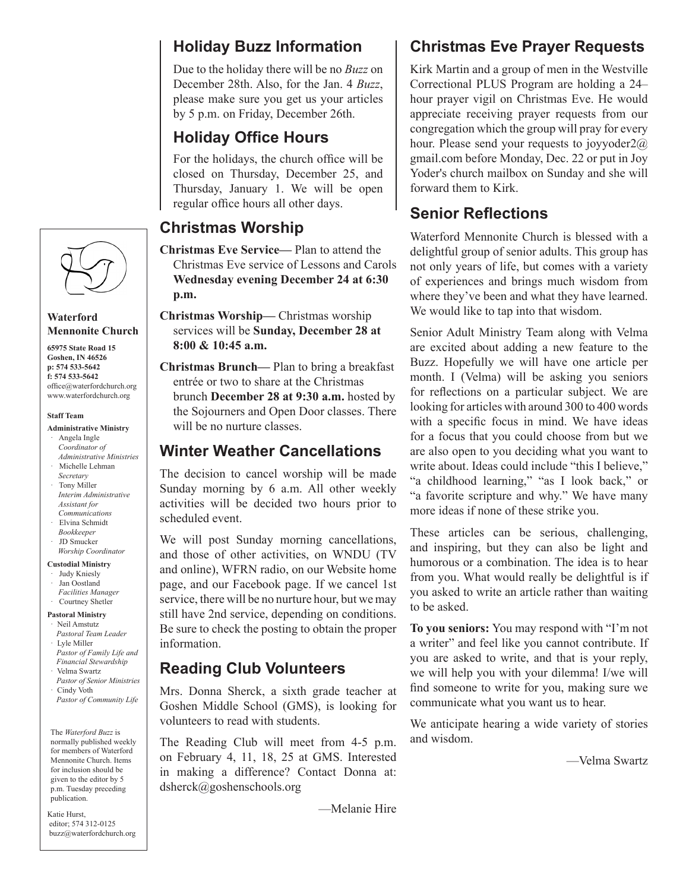## Holiday Buzz Information

Due to the holiday there will be no *Buzz* on December 28th. Also, for the Jan. 4 *Buzz*, please make sure you get us your articles by 5 p.m. on Friday, December 26th.

## Holiday Office Hours

For the holidays, the church office will be closed on Thursday, December 25, and Thursday, January 1. We will be open regular office hours all other days.

## Christmas Worship

**Christmas Eve Service—** Plan to attend the Christmas Eve service of Lessons and Carols **Wednesday evening December 24 at 6:30 p.m.**

**Christmas Worship—** Christmas worship services will be **Sunday, December 28 at 8:00 & 10:45 a.m.**

**Christmas Brunch—** Plan to bring a breakfast entrée or two to share at the Christmas brunch **December 28 at 9:30 a.m.** hosted by the Sojourners and Open Door classes. There will be no nurture classes.

## Winter Weather Cancellations

The decision to cancel worship will be made Sunday morning by 6 a.m. All other weekly activities will be decided two hours prior to scheduled event.

We will post Sunday morning cancellations, and those of other activities, on WNDU (TV and online), WFRN radio, on our Website home page, and our Facebook page. If we cancel 1st service, there will be no nurture hour, but we may still have 2nd service, depending on conditions. Be sure to check the posting to obtain the proper information.

## Reading Club Volunteers

Mrs. Donna Sherck, a sixth grade teacher at Goshen Middle School (GMS), is looking for volunteers to read with students.

The Reading Club will meet from 4-5 p.m. on February 4, 11, 18, 25 at GMS. Interested in making a difference? Contact Donna at: dsherck@goshenschools.org

—Melanie Hire

## Christmas Eve Prayer Requests

Kirk Martin and a group of men in the Westville Correctional PLUS Program are holding a 24–hour prayer vigil on Christmas Eve. He would appreciate receiving prayer requests from our congregation which the group will pray for every hour. Please send your requests to joyyoder2@gmail.com before Monday, Dec. 22 or put in Joy Yoder's church mailbox on Sunday and she will forward them to Kirk.

## Senior Reflections

Waterford Mennonite Church is blessed with a delightful group of senior adults. This group has not only years of life, but comes with a variety of experiences and brings much wisdom from where they've been and what they have learned. We would like to tap into that wisdom.

Senior Adult Ministry Team along with Velma are excited about adding a new feature to the Buzz. Hopefully we will have one article per month. I (Velma) will be asking you seniors for reflections on a particular subject. We are looking for articles with around 300 to 400 words with a specific focus in mind. We have ideas for a focus that you could choose from but we are also open to you deciding what you want to write about. Ideas could include "this I believe," "a childhood learning," "as I look back," or "a favorite scripture and why." We have many more ideas if none of these strike you.

These articles can be serious, challenging, and inspiring, but they can also be light and humorous or a combination. The idea is to hear from you. What would really be delightful is if you asked to write an article rather than waiting to be asked.

**To you seniors:** You may respond with "I'm not a writer" and feel like you cannot contribute. If you are asked to write, and that is your reply, we will help you with your dilemma! I/we will find someone to write for you, making sure we communicate what you want us to hear.

We anticipate hearing a wide variety of stories and wisdom.

—Velma Swartz

**Waterford Mennonite Church**

**65975 State Road 15**
**Goshen, IN 46526**
**p: 574 533-5642**
**f: 574 533-5642**
office@waterfordchurch.org
www.waterfordchurch.org

**Staff Team**

**Administrative Ministry**
- Angela Ingle *Coordinator of Administrative Ministries*
- Michelle Lehman *Secretary*
- Tony Miller *Interim Administrative Assistant for Communications*
- Elvina Schmidt *Bookkeeper*
- JD Smucker *Worship Coordinator*

**Custodial Ministry**
- Judy Kniesly
- Jan Oostland *Facilities Manager*
- Courtney Shetler

**Pastoral Ministry**
- Neil Amstutz *Pastoral Team Leader*
- Lyle Miller *Pastor of Family Life and Financial Stewardship*
- Velma Swartz *Pastor of Senior Ministries*
- Cindy Voth *Pastor of Community Life*

The *Waterford Buzz* is normally published weekly for members of Waterford Mennonite Church. Items for inclusion should be given to the editor by 5 p.m. Tuesday preceding publication.

Katie Hurst, editor; 574 312-0125
buzz@waterfordchurch.org